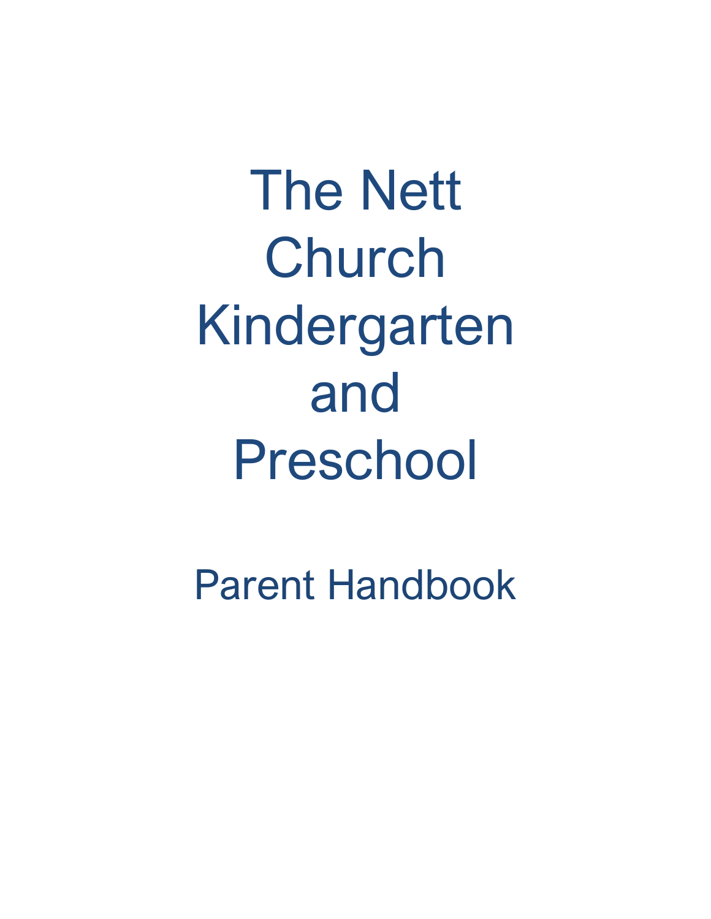# The Nett Church Kindergarten and Preschool

## Parent Handbook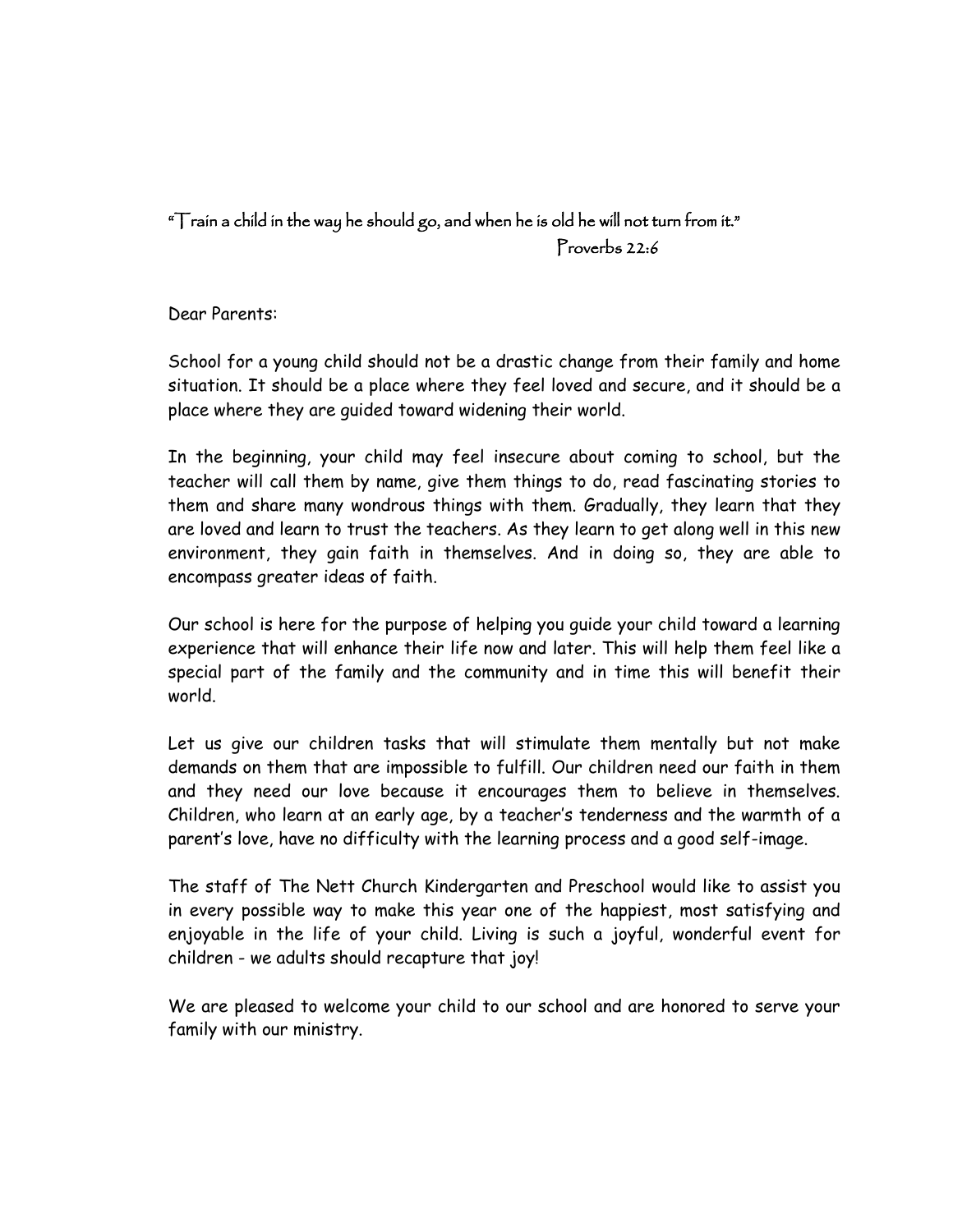"Train a child in the way he should go, and when he is old he will not turn from it."

Proverbs 22:6

Dear Parents:

School for a young child should not be a drastic change from their family and home situation. It should be a place where they feel loved and secure, and it should be a place where they are guided toward widening their world.

In the beginning, your child may feel insecure about coming to school, but the teacher will call them by name, give them things to do, read fascinating stories to them and share many wondrous things with them. Gradually, they learn that they are loved and learn to trust the teachers. As they learn to get along well in this new environment, they gain faith in themselves. And in doing so, they are able to encompass greater ideas of faith.

Our school is here for the purpose of helping you guide your child toward a learning experience that will enhance their life now and later. This will help them feel like a special part of the family and the community and in time this will benefit their world.

Let us give our children tasks that will stimulate them mentally but not make demands on them that are impossible to fulfill. Our children need our faith in them and they need our love because it encourages them to believe in themselves. Children, who learn at an early age, by a teacher's tenderness and the warmth of a parent's love, have no difficulty with the learning process and a good self-image.

The staff of The Nett Church Kindergarten and Preschool would like to assist you in every possible way to make this year one of the happiest, most satisfying and enjoyable in the life of your child. Living is such a joyful, wonderful event for children - we adults should recapture that joy!

We are pleased to welcome your child to our school and are honored to serve your family with our ministry.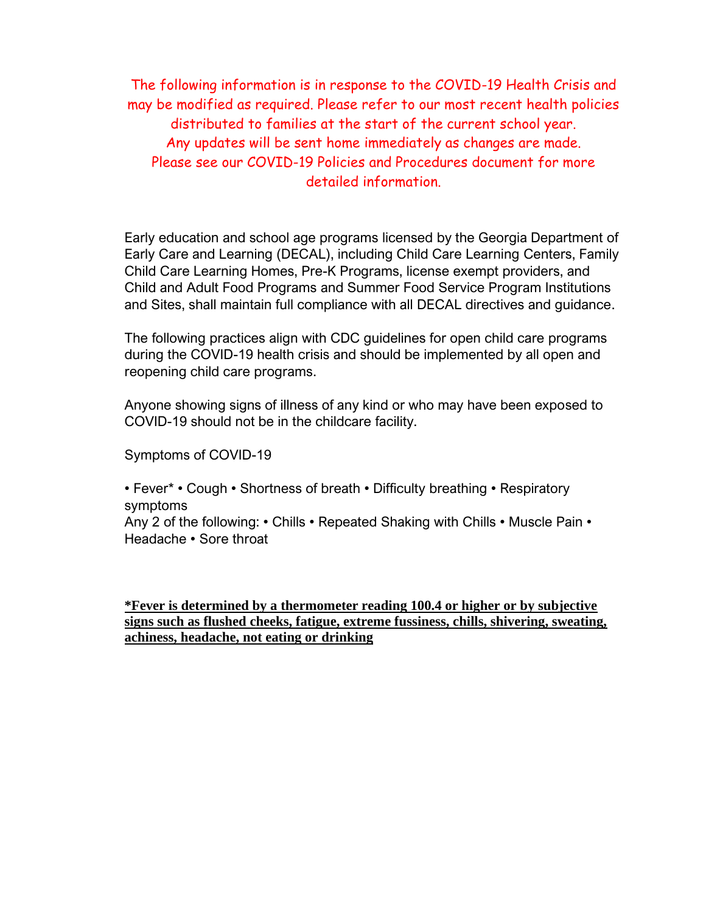The following information is in response to the COVID-19 Health Crisis and may be modified as required. Please refer to our most recent health policies distributed to families at the start of the current school year. Any updates will be sent home immediately as changes are made. Please see our COVID-19 Policies and Procedures document for more detailed information.

Early education and school age programs licensed by the Georgia Department of Early Care and Learning (DECAL), including Child Care Learning Centers, Family Child Care Learning Homes, Pre-K Programs, license exempt providers, and Child and Adult Food Programs and Summer Food Service Program Institutions and Sites, shall maintain full compliance with all DECAL directives and guidance.

The following practices align with CDC guidelines for open child care programs during the COVID-19 health crisis and should be implemented by all open and reopening child care programs.

Anyone showing signs of illness of any kind or who may have been exposed to COVID-19 should not be in the childcare facility.

Symptoms of COVID-19

• Fever* • Cough • Shortness of breath • Difficulty breathing • Respiratory symptoms
Any 2 of the following: • Chills • Repeated Shaking with Chills • Muscle Pain • Headache • Sore throat

**\*Fever is determined by a thermometer reading 100.4 or higher or by subjective signs such as flushed cheeks, fatigue, extreme fussiness, chills, shivering, sweating, achiness, headache, not eating or drinking**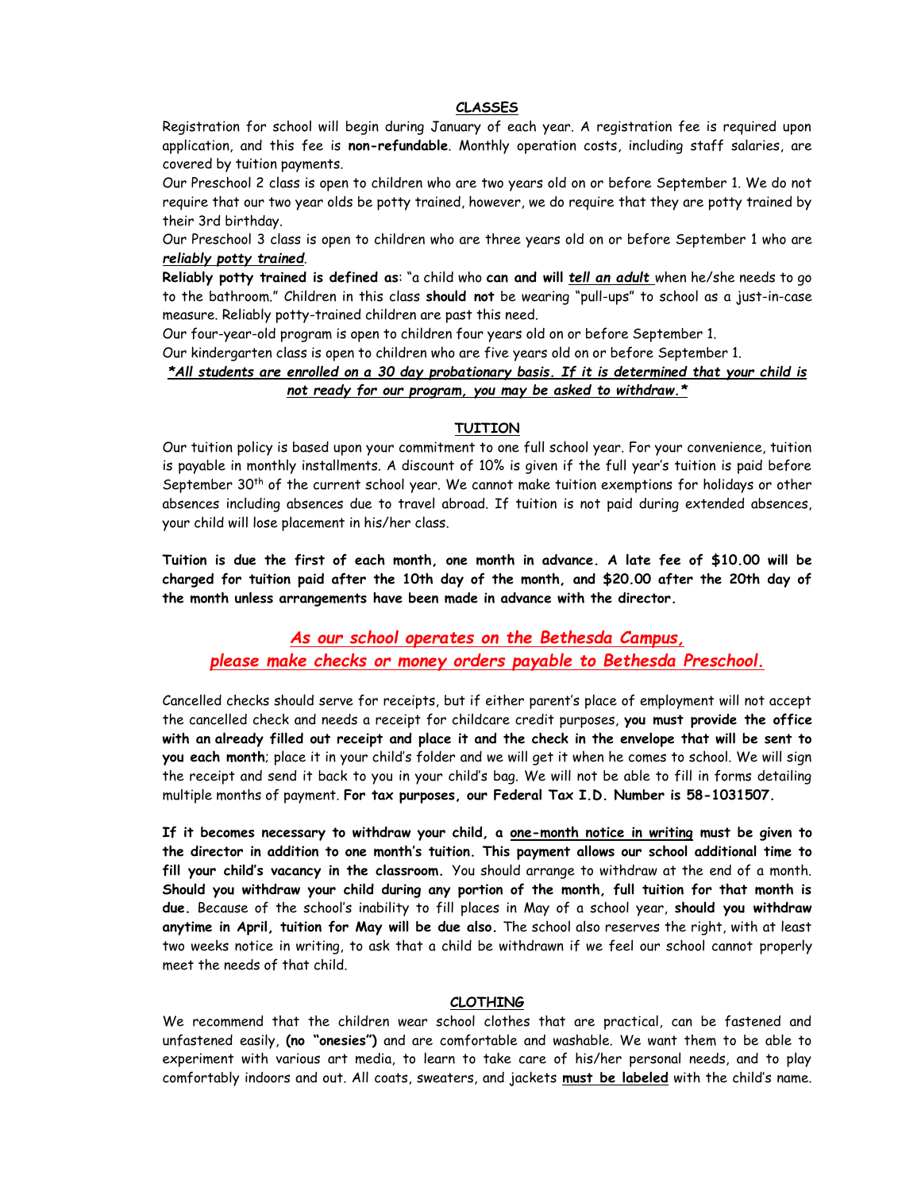## CLASSES

Registration for school will begin during January of each year. A registration fee is required upon application, and this fee is **non-refundable**. Monthly operation costs, including staff salaries, are covered by tuition payments.

Our Preschool 2 class is open to children who are two years old on or before September 1. We do not require that our two year olds be potty trained, however, we do require that they are potty trained by their 3rd birthday.

Our Preschool 3 class is open to children who are three years old on or before September 1 who are ***reliably potty trained***.

**Reliably potty trained is defined as**: "a child who **can and will** ***tell an adult*** when he/she needs to go to the bathroom." Children in this class **should not** be wearing "pull-ups" to school as a just-in-case measure. Reliably potty-trained children are past this need.

Our four-year-old program is open to children four years old on or before September 1.

Our kindergarten class is open to children who are five years old on or before September 1.

***\*All students are enrolled on a 30 day probationary basis. If it is determined that your child is not ready for our program, you may be asked to withdraw.\****

## TUITION

Our tuition policy is based upon your commitment to one full school year. For your convenience, tuition is payable in monthly installments. A discount of 10% is given if the full year's tuition is paid before September 30th of the current school year. We cannot make tuition exemptions for holidays or other absences including absences due to travel abroad. If tuition is not paid during extended absences, your child will lose placement in his/her class.

**Tuition is due the first of each month, one month in advance. A late fee of $10.00 will be charged for tuition paid after the 10th day of the month, and $20.00 after the 20th day of the month unless arrangements have been made in advance with the director.**

***As our school operates on the Bethesda Campus, please make checks or money orders payable to Bethesda Preschool.***

Cancelled checks should serve for receipts, but if either parent's place of employment will not accept the cancelled check and needs a receipt for childcare credit purposes, **you must provide the office with an already filled out receipt and place it and the check in the envelope that will be sent to you each month**; place it in your child's folder and we will get it when he comes to school. We will sign the receipt and send it back to you in your child's bag. We will not be able to fill in forms detailing multiple months of payment. **For tax purposes, our Federal Tax I.D. Number is 58-1031507.**

**If it becomes necessary to withdraw your child, a one-month notice in writing must be given to the director in addition to one month's tuition. This payment allows our school additional time to fill your child's vacancy in the classroom.** You should arrange to withdraw at the end of a month. **Should you withdraw your child during any portion of the month, full tuition for that month is due.** Because of the school's inability to fill places in May of a school year, **should you withdraw anytime in April, tuition for May will be due also.** The school also reserves the right, with at least two weeks notice in writing, to ask that a child be withdrawn if we feel our school cannot properly meet the needs of that child.

## CLOTHING

We recommend that the children wear school clothes that are practical, can be fastened and unfastened easily, **(no "onesies")** and are comfortable and washable. We want them to be able to experiment with various art media, to learn to take care of his/her personal needs, and to play comfortably indoors and out. All coats, sweaters, and jackets **must be labeled** with the child's name.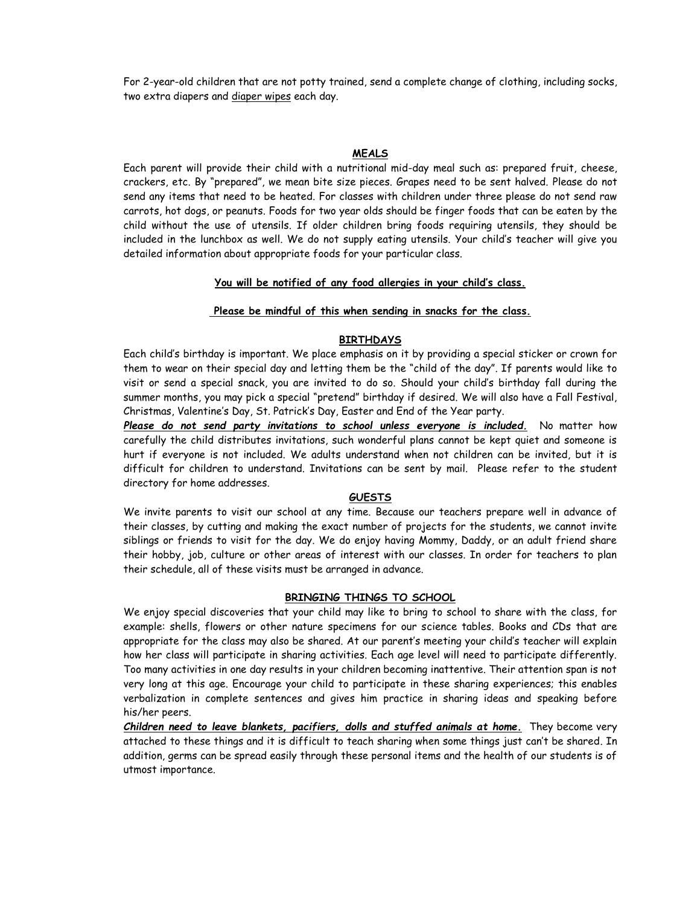For 2-year-old children that are not potty trained, send a complete change of clothing, including socks, two extra diapers and <u>diaper wipes</u> each day.

## MEALS

Each parent will provide their child with a nutritional mid-day meal such as: prepared fruit, cheese, crackers, etc. By "prepared", we mean bite size pieces. Grapes need to be sent halved. Please do not send any items that need to be heated. For classes with children under three please do not send raw carrots, hot dogs, or peanuts. Foods for two year olds should be finger foods that can be eaten by the child without the use of utensils. If older children bring foods requiring utensils, they should be included in the lunchbox as well. We do not supply eating utensils. Your child's teacher will give you detailed information about appropriate foods for your particular class.

**<u>You will be notified of any food allergies in your child's class.</u>**

**<u>Please be mindful of this when sending in snacks for the class.</u>**

## BIRTHDAYS

Each child's birthday is important. We place emphasis on it by providing a special sticker or crown for them to wear on their special day and letting them be the "child of the day". If parents would like to visit or send a special snack, you are invited to do so. Should your child's birthday fall during the summer months, you may pick a special "pretend" birthday if desired. We will also have a Fall Festival, Christmas, Valentine's Day, St. Patrick's Day, Easter and End of the Year party.

***<u>Please do not send party invitations to school unless everyone is included.</u>*** No matter how carefully the child distributes invitations, such wonderful plans cannot be kept quiet and someone is hurt if everyone is not included. We adults understand when not children can be invited, but it is difficult for children to understand. Invitations can be sent by mail. Please refer to the student directory for home addresses.

## GUESTS

We invite parents to visit our school at any time. Because our teachers prepare well in advance of their classes, by cutting and making the exact number of projects for the students, we cannot invite siblings or friends to visit for the day. We do enjoy having Mommy, Daddy, or an adult friend share their hobby, job, culture or other areas of interest with our classes. In order for teachers to plan their schedule, all of these visits must be arranged in advance.

## BRINGING THINGS TO SCHOOL

We enjoy special discoveries that your child may like to bring to school to share with the class, for example: shells, flowers or other nature specimens for our science tables. Books and CDs that are appropriate for the class may also be shared. At our parent's meeting your child's teacher will explain how her class will participate in sharing activities. Each age level will need to participate differently. Too many activities in one day results in your children becoming inattentive. Their attention span is not very long at this age. Encourage your child to participate in these sharing experiences; this enables verbalization in complete sentences and gives him practice in sharing ideas and speaking before his/her peers.

***<u>Children need to leave blankets, pacifiers, dolls and stuffed animals at home.</u>*** They become very attached to these things and it is difficult to teach sharing when some things just can't be shared. In addition, germs can be spread easily through these personal items and the health of our students is of utmost importance.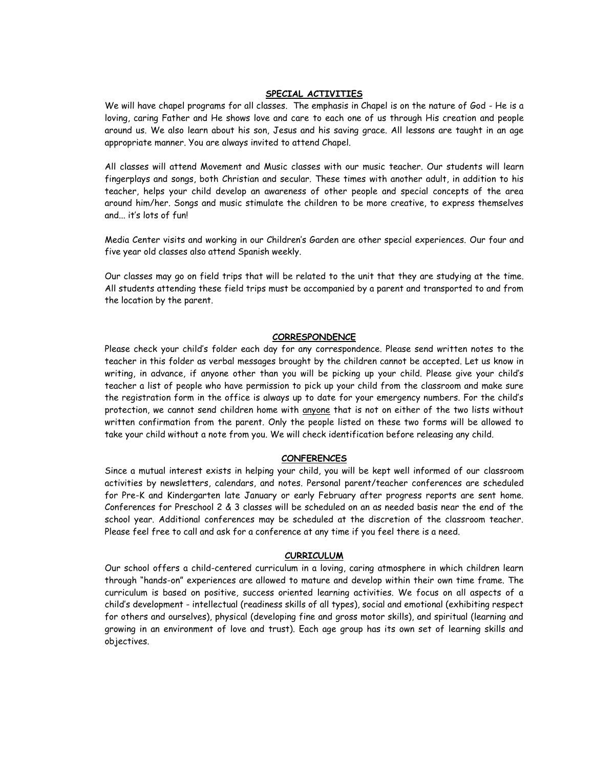## SPECIAL ACTIVITIES

We will have chapel programs for all classes. The emphasis in Chapel is on the nature of God - He is a loving, caring Father and He shows love and care to each one of us through His creation and people around us. We also learn about his son, Jesus and his saving grace. All lessons are taught in an age appropriate manner. You are always invited to attend Chapel.

All classes will attend Movement and Music classes with our music teacher. Our students will learn fingerplays and songs, both Christian and secular. These times with another adult, in addition to his teacher, helps your child develop an awareness of other people and special concepts of the area around him/her. Songs and music stimulate the children to be more creative, to express themselves and... it's lots of fun!

Media Center visits and working in our Children's Garden are other special experiences. Our four and five year old classes also attend Spanish weekly.

Our classes may go on field trips that will be related to the unit that they are studying at the time. All students attending these field trips must be accompanied by a parent and transported to and from the location by the parent.

## CORRESPONDENCE

Please check your child's folder each day for any correspondence. Please send written notes to the teacher in this folder as verbal messages brought by the children cannot be accepted. Let us know in writing, in advance, if anyone other than you will be picking up your child. Please give your child's teacher a list of people who have permission to pick up your child from the classroom and make sure the registration form in the office is always up to date for your emergency numbers. For the child's protection, we cannot send children home with <u>anyone</u> that is not on either of the two lists without written confirmation from the parent. Only the people listed on these two forms will be allowed to take your child without a note from you. We will check identification before releasing any child.

## CONFERENCES

Since a mutual interest exists in helping your child, you will be kept well informed of our classroom activities by newsletters, calendars, and notes. Personal parent/teacher conferences are scheduled for Pre-K and Kindergarten late January or early February after progress reports are sent home. Conferences for Preschool 2 & 3 classes will be scheduled on an as needed basis near the end of the school year. Additional conferences may be scheduled at the discretion of the classroom teacher. Please feel free to call and ask for a conference at any time if you feel there is a need.

## CURRICULUM

Our school offers a child-centered curriculum in a loving, caring atmosphere in which children learn through "hands-on" experiences are allowed to mature and develop within their own time frame. The curriculum is based on positive, success oriented learning activities. We focus on all aspects of a child's development - intellectual (readiness skills of all types), social and emotional (exhibiting respect for others and ourselves), physical (developing fine and gross motor skills), and spiritual (learning and growing in an environment of love and trust). Each age group has its own set of learning skills and objectives.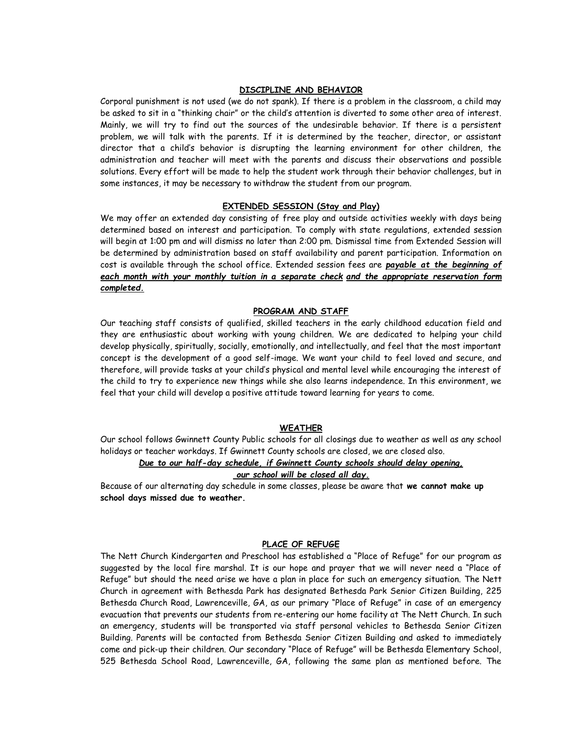## DISCIPLINE AND BEHAVIOR

Corporal punishment is not used (we do not spank). If there is a problem in the classroom, a child may be asked to sit in a "thinking chair" or the child's attention is diverted to some other area of interest. Mainly, we will try to find out the sources of the undesirable behavior. If there is a persistent problem, we will talk with the parents. If it is determined by the teacher, director, or assistant director that a child's behavior is disrupting the learning environment for other children, the administration and teacher will meet with the parents and discuss their observations and possible solutions. Every effort will be made to help the student work through their behavior challenges, but in some instances, it may be necessary to withdraw the student from our program.

## EXTENDED SESSION (Stay and Play)

We may offer an extended day consisting of free play and outside activities weekly with days being determined based on interest and participation. To comply with state regulations, extended session will begin at 1:00 pm and will dismiss no later than 2:00 pm. Dismissal time from Extended Session will be determined by administration based on staff availability and parent participation. Information on cost is available through the school office. Extended session fees are ***payable at the beginning of each month with your monthly tuition in a separate check*** ***and the appropriate reservation form completed.***

## PROGRAM AND STAFF

Our teaching staff consists of qualified, skilled teachers in the early childhood education field and they are enthusiastic about working with young children. We are dedicated to helping your child develop physically, spiritually, socially, emotionally, and intellectually, and feel that the most important concept is the development of a good self-image. We want your child to feel loved and secure, and therefore, will provide tasks at your child's physical and mental level while encouraging the interest of the child to try to experience new things while she also learns independence. In this environment, we feel that your child will develop a positive attitude toward learning for years to come.

## WEATHER

Our school follows Gwinnett County Public schools for all closings due to weather as well as any school holidays or teacher workdays. If Gwinnett County schools are closed, we are closed also.

***Due to our half-day schedule, if Gwinnett County schools should delay opening, our school will be closed all day.***

Because of our alternating day schedule in some classes, please be aware that **we cannot make up school days missed due to weather.**

## PLACE OF REFUGE

The Nett Church Kindergarten and Preschool has established a "Place of Refuge" for our program as suggested by the local fire marshal. It is our hope and prayer that we will never need a "Place of Refuge" but should the need arise we have a plan in place for such an emergency situation. The Nett Church in agreement with Bethesda Park has designated Bethesda Park Senior Citizen Building, 225 Bethesda Church Road, Lawrenceville, GA, as our primary "Place of Refuge" in case of an emergency evacuation that prevents our students from re-entering our home facility at The Nett Church. In such an emergency, students will be transported via staff personal vehicles to Bethesda Senior Citizen Building. Parents will be contacted from Bethesda Senior Citizen Building and asked to immediately come and pick-up their children. Our secondary "Place of Refuge" will be Bethesda Elementary School, 525 Bethesda School Road, Lawrenceville, GA, following the same plan as mentioned before. The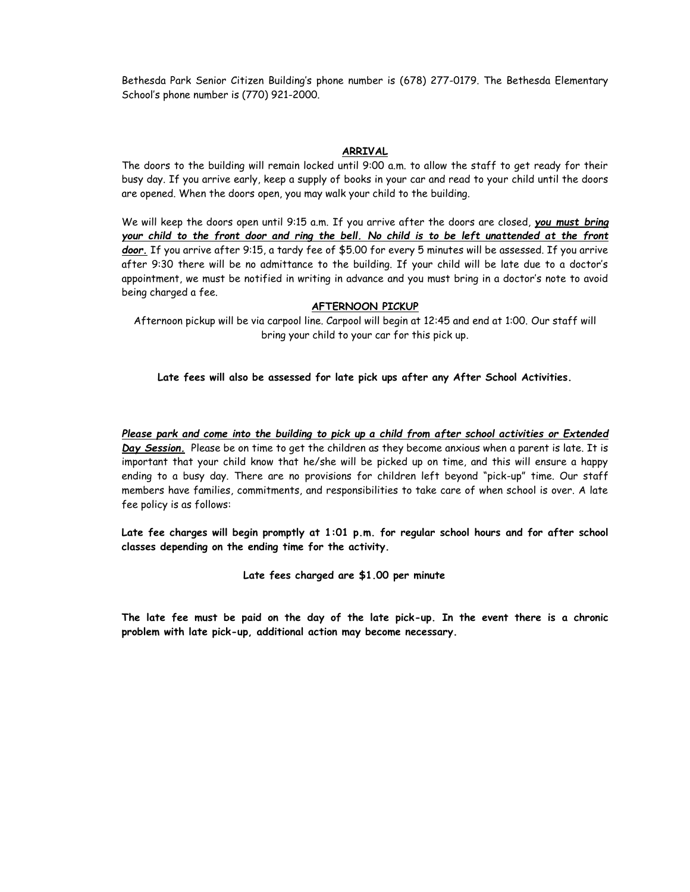Bethesda Park Senior Citizen Building's phone number is (678) 277-0179. The Bethesda Elementary School's phone number is (770) 921-2000.

## ARRIVAL

The doors to the building will remain locked until 9:00 a.m. to allow the staff to get ready for their busy day. If you arrive early, keep a supply of books in your car and read to your child until the doors are opened. When the doors open, you may walk your child to the building.

We will keep the doors open until 9:15 a.m. If you arrive after the doors are closed, ***you must bring your child to the front door and ring the bell. No child is to be left unattended at the front door.*** If you arrive after 9:15, a tardy fee of $5.00 for every 5 minutes will be assessed. If you arrive after 9:30 there will be no admittance to the building. If your child will be late due to a doctor's appointment, we must be notified in writing in advance and you must bring in a doctor's note to avoid being charged a fee.

## AFTERNOON PICKUP

Afternoon pickup will be via carpool line. Carpool will begin at 12:45 and end at 1:00. Our staff will bring your child to your car for this pick up.

**Late fees will also be assessed for late pick ups after any After School Activities.**

***Please park and come into the building to pick up a child from after school activities or Extended Day Session.*** Please be on time to get the children as they become anxious when a parent is late. It is important that your child know that he/she will be picked up on time, and this will ensure a happy ending to a busy day. There are no provisions for children left beyond "pick-up" time. Our staff members have families, commitments, and responsibilities to take care of when school is over. A late fee policy is as follows:

**Late fee charges will begin promptly at 1:01 p.m. for regular school hours and for after school classes depending on the ending time for the activity.**

**Late fees charged are $1.00 per minute**

**The late fee must be paid on the day of the late pick-up. In the event there is a chronic problem with late pick-up, additional action may become necessary.**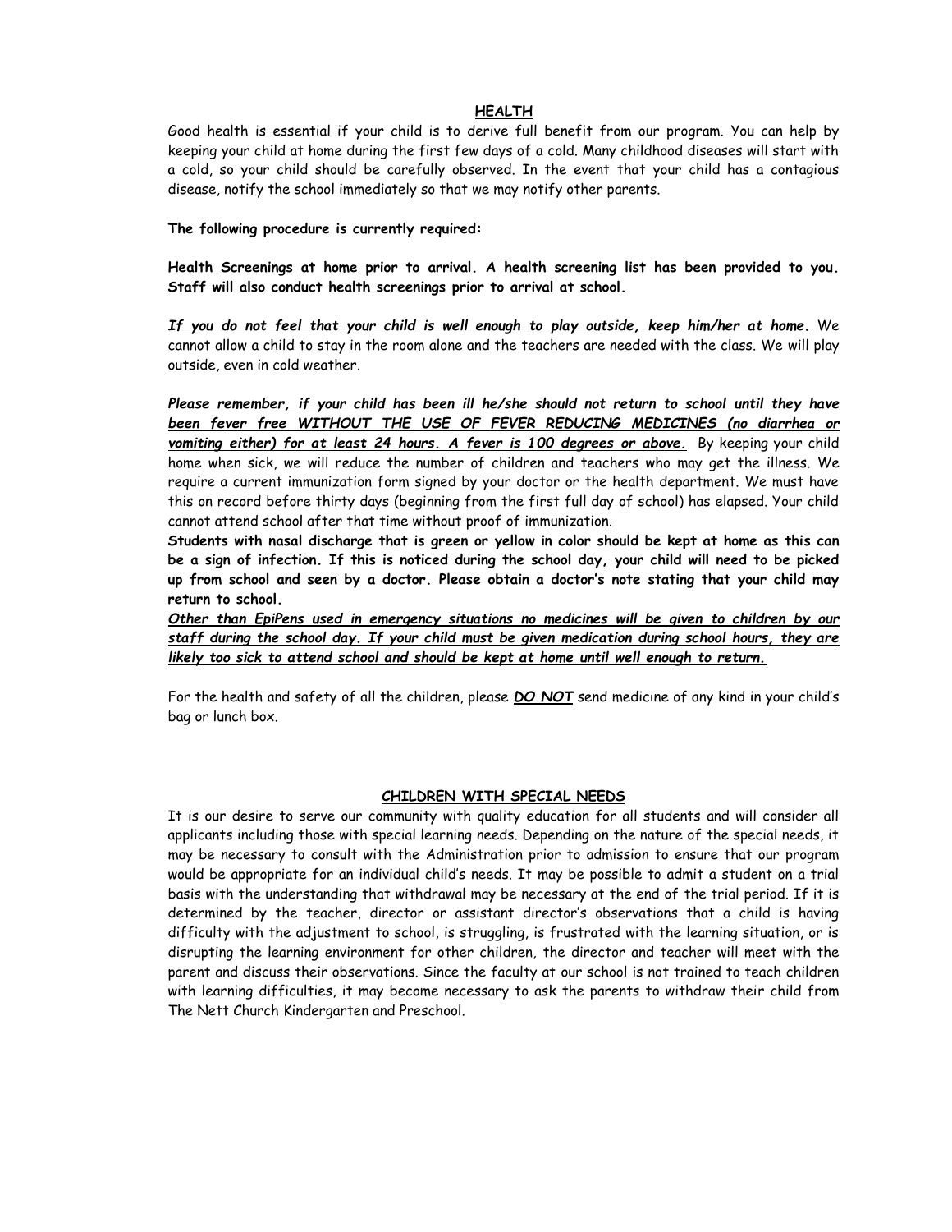## HEALTH

Good health is essential if your child is to derive full benefit from our program. You can help by keeping your child at home during the first few days of a cold. Many childhood diseases will start with a cold, so your child should be carefully observed. In the event that your child has a contagious disease, notify the school immediately so that we may notify other parents.

**The following procedure is currently required:**

**Health Screenings at home prior to arrival. A health screening list has been provided to you. Staff will also conduct health screenings prior to arrival at school.**

***<u>If you do not feel that your child is well enough to play outside, keep him/her at home.</u>*** We cannot allow a child to stay in the room alone and the teachers are needed with the class. We will play outside, even in cold weather.

***<u>Please remember, if your child has been ill he/she should not return to school until they have been fever free WITHOUT THE USE OF FEVER REDUCING MEDICINES (no diarrhea or vomiting either) for at least 24 hours. A fever is 100 degrees or above.</u>*** By keeping your child home when sick, we will reduce the number of children and teachers who may get the illness. We require a current immunization form signed by your doctor or the health department. We must have this on record before thirty days (beginning from the first full day of school) has elapsed. Your child cannot attend school after that time without proof of immunization.

**Students with nasal discharge that is green or yellow in color should be kept at home as this can be a sign of infection. If this is noticed during the school day, your child will need to be picked up from school and seen by a doctor. Please obtain a doctor's note stating that your child may return to school.**

***<u>Other than EpiPens used in emergency situations no medicines will be given to children by our staff during the school day. If your child must be given medication during school hours, they are likely too sick to attend school and should be kept at home until well enough to return.</u>***

For the health and safety of all the children, please ***<u>DO NOT</u>*** send medicine of any kind in your child's bag or lunch box.

## CHILDREN WITH SPECIAL NEEDS

It is our desire to serve our community with quality education for all students and will consider all applicants including those with special learning needs. Depending on the nature of the special needs, it may be necessary to consult with the Administration prior to admission to ensure that our program would be appropriate for an individual child's needs. It may be possible to admit a student on a trial basis with the understanding that withdrawal may be necessary at the end of the trial period. If it is determined by the teacher, director or assistant director's observations that a child is having difficulty with the adjustment to school, is struggling, is frustrated with the learning situation, or is disrupting the learning environment for other children, the director and teacher will meet with the parent and discuss their observations. Since the faculty at our school is not trained to teach children with learning difficulties, it may become necessary to ask the parents to withdraw their child from The Nett Church Kindergarten and Preschool.